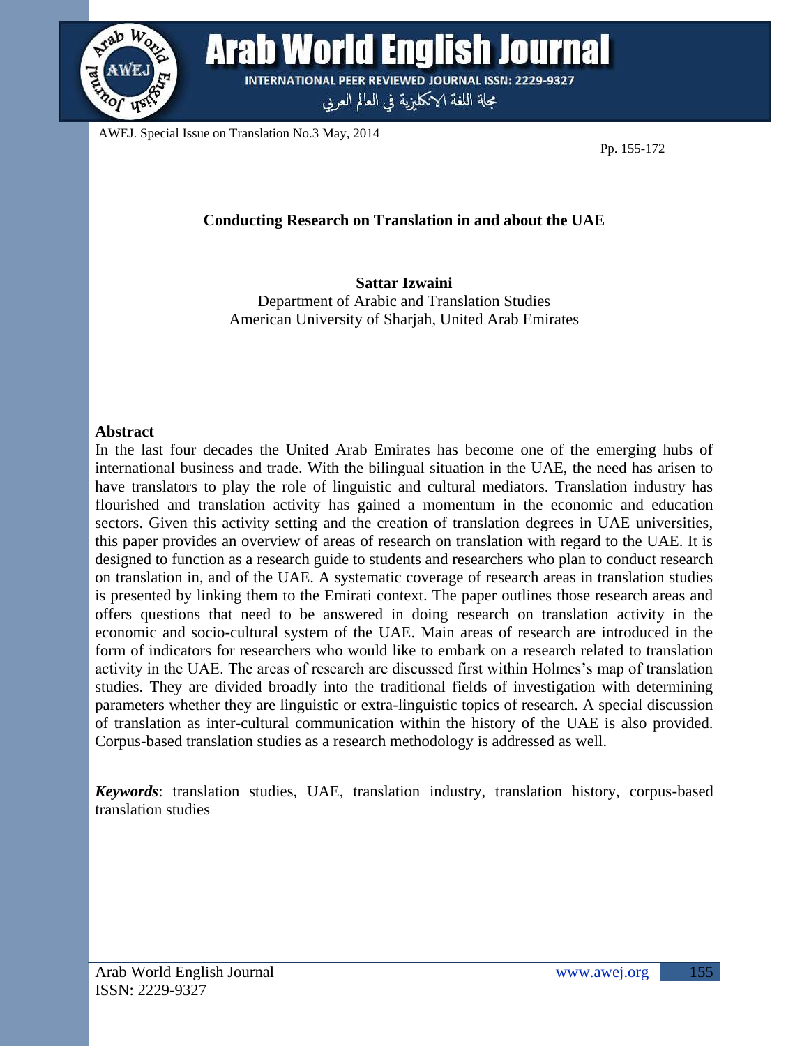# Conducting Research on Translation in and about the UAE

**Sattar Izwaini**
Department of Arabic and Translation Studies
American University of Sharjah, United Arab Emirates

## Abstract

In the last four decades the United Arab Emirates has become one of the emerging hubs of international business and trade. With the bilingual situation in the UAE, the need has arisen to have translators to play the role of linguistic and cultural mediators. Translation industry has flourished and translation activity has gained a momentum in the economic and education sectors. Given this activity setting and the creation of translation degrees in UAE universities, this paper provides an overview of areas of research on translation with regard to the UAE. It is designed to function as a research guide to students and researchers who plan to conduct research on translation in, and of the UAE. A systematic coverage of research areas in translation studies is presented by linking them to the Emirati context. The paper outlines those research areas and offers questions that need to be answered in doing research on translation activity in the economic and socio-cultural system of the UAE. Main areas of research are introduced in the form of indicators for researchers who would like to embark on a research related to translation activity in the UAE. The areas of research are discussed first within Holmes's map of translation studies. They are divided broadly into the traditional fields of investigation with determining parameters whether they are linguistic or extra-linguistic topics of research. A special discussion of translation as inter-cultural communication within the history of the UAE is also provided. Corpus-based translation studies as a research methodology is addressed as well.

***Keywords***: translation studies, UAE, translation industry, translation history, corpus-based translation studies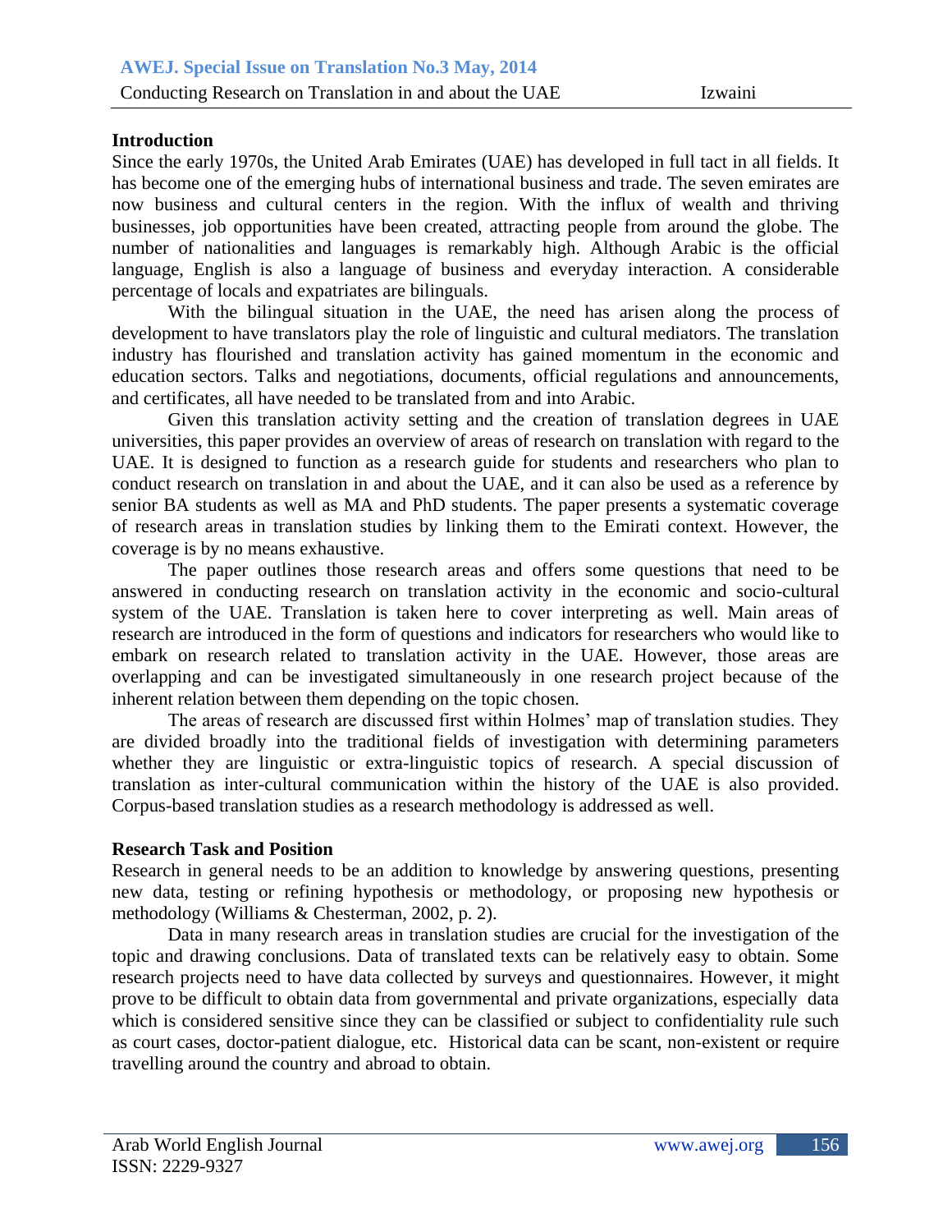**Introduction**

Since the early 1970s, the United Arab Emirates (UAE) has developed in full tact in all fields. It has become one of the emerging hubs of international business and trade. The seven emirates are now business and cultural centers in the region. With the influx of wealth and thriving businesses, job opportunities have been created, attracting people from around the globe. The number of nationalities and languages is remarkably high. Although Arabic is the official language, English is also a language of business and everyday interaction. A considerable percentage of locals and expatriates are bilinguals.

With the bilingual situation in the UAE, the need has arisen along the process of development to have translators play the role of linguistic and cultural mediators. The translation industry has flourished and translation activity has gained momentum in the economic and education sectors. Talks and negotiations, documents, official regulations and announcements, and certificates, all have needed to be translated from and into Arabic.

Given this translation activity setting and the creation of translation degrees in UAE universities, this paper provides an overview of areas of research on translation with regard to the UAE. It is designed to function as a research guide for students and researchers who plan to conduct research on translation in and about the UAE, and it can also be used as a reference by senior BA students as well as MA and PhD students. The paper presents a systematic coverage of research areas in translation studies by linking them to the Emirati context. However, the coverage is by no means exhaustive.

The paper outlines those research areas and offers some questions that need to be answered in conducting research on translation activity in the economic and socio-cultural system of the UAE. Translation is taken here to cover interpreting as well. Main areas of research are introduced in the form of questions and indicators for researchers who would like to embark on research related to translation activity in the UAE. However, those areas are overlapping and can be investigated simultaneously in one research project because of the inherent relation between them depending on the topic chosen.

The areas of research are discussed first within Holmes' map of translation studies. They are divided broadly into the traditional fields of investigation with determining parameters whether they are linguistic or extra-linguistic topics of research. A special discussion of translation as inter-cultural communication within the history of the UAE is also provided. Corpus-based translation studies as a research methodology is addressed as well.

**Research Task and Position**

Research in general needs to be an addition to knowledge by answering questions, presenting new data, testing or refining hypothesis or methodology, or proposing new hypothesis or methodology (Williams & Chesterman, 2002, p. 2).

Data in many research areas in translation studies are crucial for the investigation of the topic and drawing conclusions. Data of translated texts can be relatively easy to obtain. Some research projects need to have data collected by surveys and questionnaires. However, it might prove to be difficult to obtain data from governmental and private organizations, especially data which is considered sensitive since they can be classified or subject to confidentiality rule such as court cases, doctor-patient dialogue, etc. Historical data can be scant, non-existent or require travelling around the country and abroad to obtain.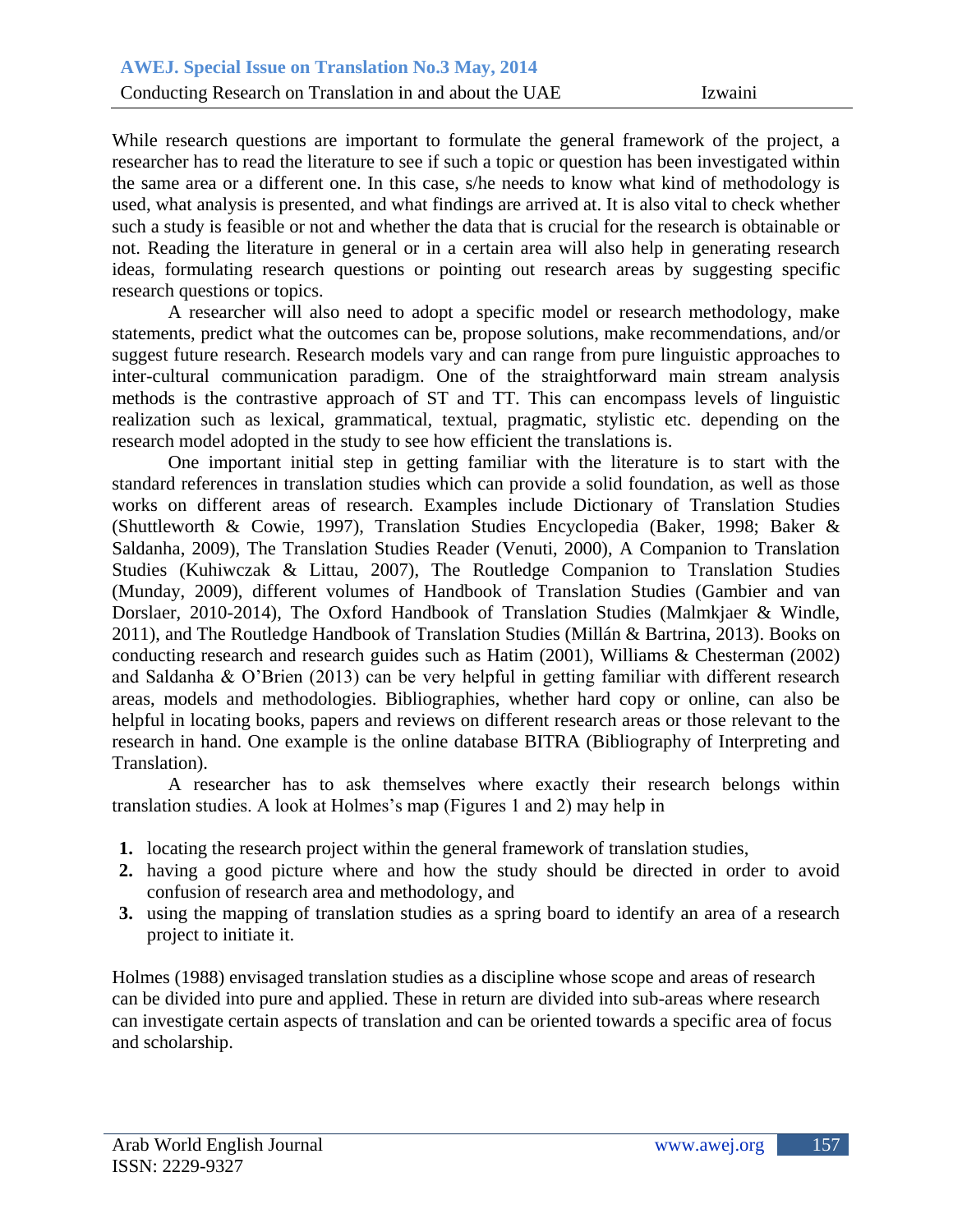While research questions are important to formulate the general framework of the project, a researcher has to read the literature to see if such a topic or question has been investigated within the same area or a different one. In this case, s/he needs to know what kind of methodology is used, what analysis is presented, and what findings are arrived at. It is also vital to check whether such a study is feasible or not and whether the data that is crucial for the research is obtainable or not. Reading the literature in general or in a certain area will also help in generating research ideas, formulating research questions or pointing out research areas by suggesting specific research questions or topics.

A researcher will also need to adopt a specific model or research methodology, make statements, predict what the outcomes can be, propose solutions, make recommendations, and/or suggest future research. Research models vary and can range from pure linguistic approaches to inter-cultural communication paradigm. One of the straightforward main stream analysis methods is the contrastive approach of ST and TT. This can encompass levels of linguistic realization such as lexical, grammatical, textual, pragmatic, stylistic etc. depending on the research model adopted in the study to see how efficient the translations is.

One important initial step in getting familiar with the literature is to start with the standard references in translation studies which can provide a solid foundation, as well as those works on different areas of research. Examples include Dictionary of Translation Studies (Shuttleworth & Cowie, 1997), Translation Studies Encyclopedia (Baker, 1998; Baker & Saldanha, 2009), The Translation Studies Reader (Venuti, 2000), A Companion to Translation Studies (Kuhiwczak & Littau, 2007), The Routledge Companion to Translation Studies (Munday, 2009), different volumes of Handbook of Translation Studies (Gambier and van Dorslaer, 2010-2014), The Oxford Handbook of Translation Studies (Malmkjaer & Windle, 2011), and The Routledge Handbook of Translation Studies (Millán & Bartrina, 2013). Books on conducting research and research guides such as Hatim (2001), Williams & Chesterman (2002) and Saldanha & O'Brien (2013) can be very helpful in getting familiar with different research areas, models and methodologies. Bibliographies, whether hard copy or online, can also be helpful in locating books, papers and reviews on different research areas or those relevant to the research in hand. One example is the online database BITRA (Bibliography of Interpreting and Translation).

A researcher has to ask themselves where exactly their research belongs within translation studies. A look at Holmes's map (Figures 1 and 2) may help in

1. locating the research project within the general framework of translation studies,
2. having a good picture where and how the study should be directed in order to avoid confusion of research area and methodology, and
3. using the mapping of translation studies as a spring board to identify an area of a research project to initiate it.

Holmes (1988) envisaged translation studies as a discipline whose scope and areas of research can be divided into pure and applied. These in return are divided into sub-areas where research can investigate certain aspects of translation and can be oriented towards a specific area of focus and scholarship.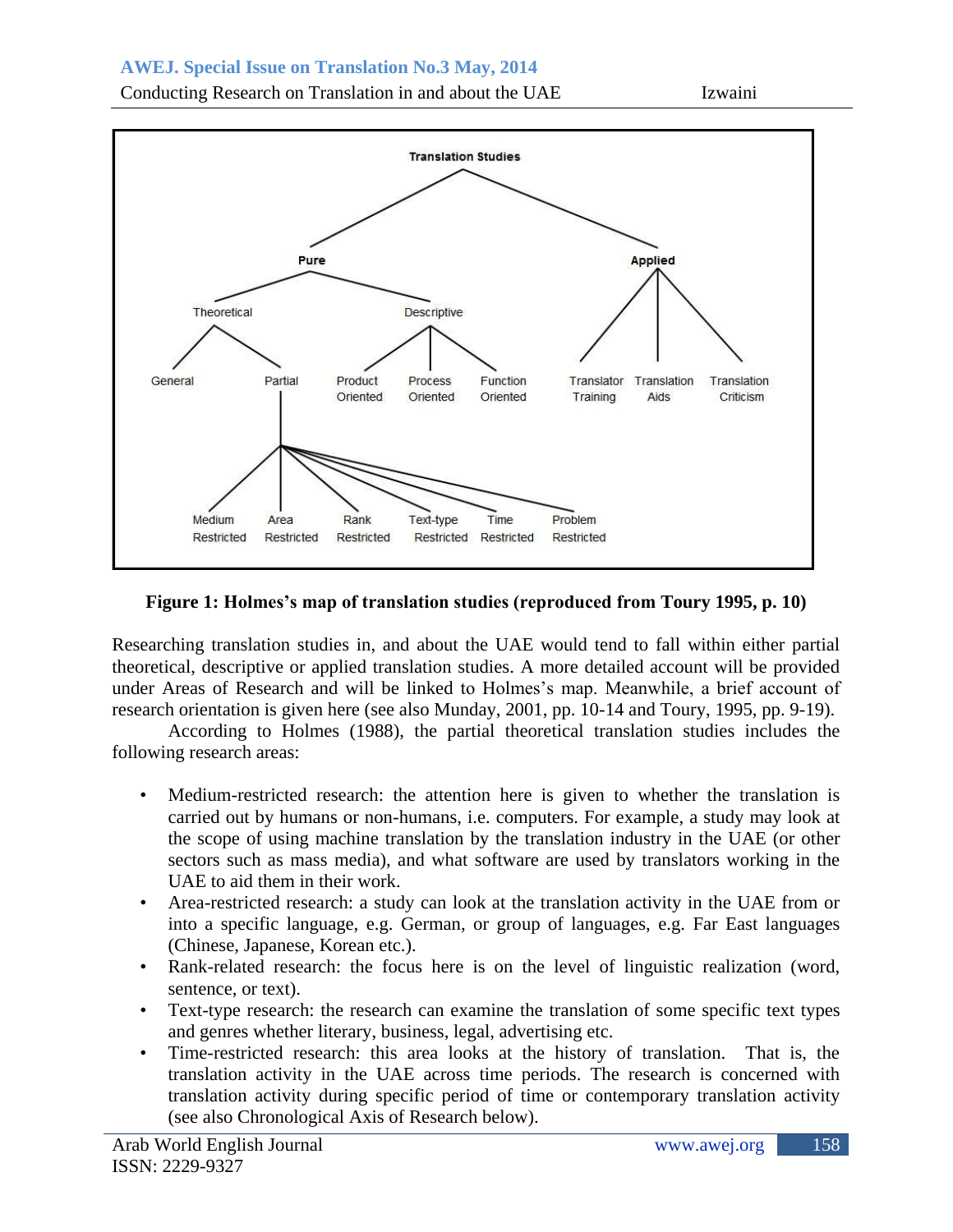**Figure 1: Holmes's map of translation studies (reproduced from Toury 1995, p. 10)**

Researching translation studies in, and about the UAE would tend to fall within either partial theoretical, descriptive or applied translation studies. A more detailed account will be provided under Areas of Research and will be linked to Holmes's map. Meanwhile, a brief account of research orientation is given here (see also Munday, 2001, pp. 10-14 and Toury, 1995, pp. 9-19).

According to Holmes (1988), the partial theoretical translation studies includes the following research areas:

- Medium-restricted research: the attention here is given to whether the translation is carried out by humans or non-humans, i.e. computers. For example, a study may look at the scope of using machine translation by the translation industry in the UAE (or other sectors such as mass media), and what software are used by translators working in the UAE to aid them in their work.
- Area-restricted research: a study can look at the translation activity in the UAE from or into a specific language, e.g. German, or group of languages, e.g. Far East languages (Chinese, Japanese, Korean etc.).
- Rank-related research: the focus here is on the level of linguistic realization (word, sentence, or text).
- Text-type research: the research can examine the translation of some specific text types and genres whether literary, business, legal, advertising etc.
- Time-restricted research: this area looks at the history of translation. That is, the translation activity in the UAE across time periods. The research is concerned with translation activity during specific period of time or contemporary translation activity (see also Chronological Axis of Research below).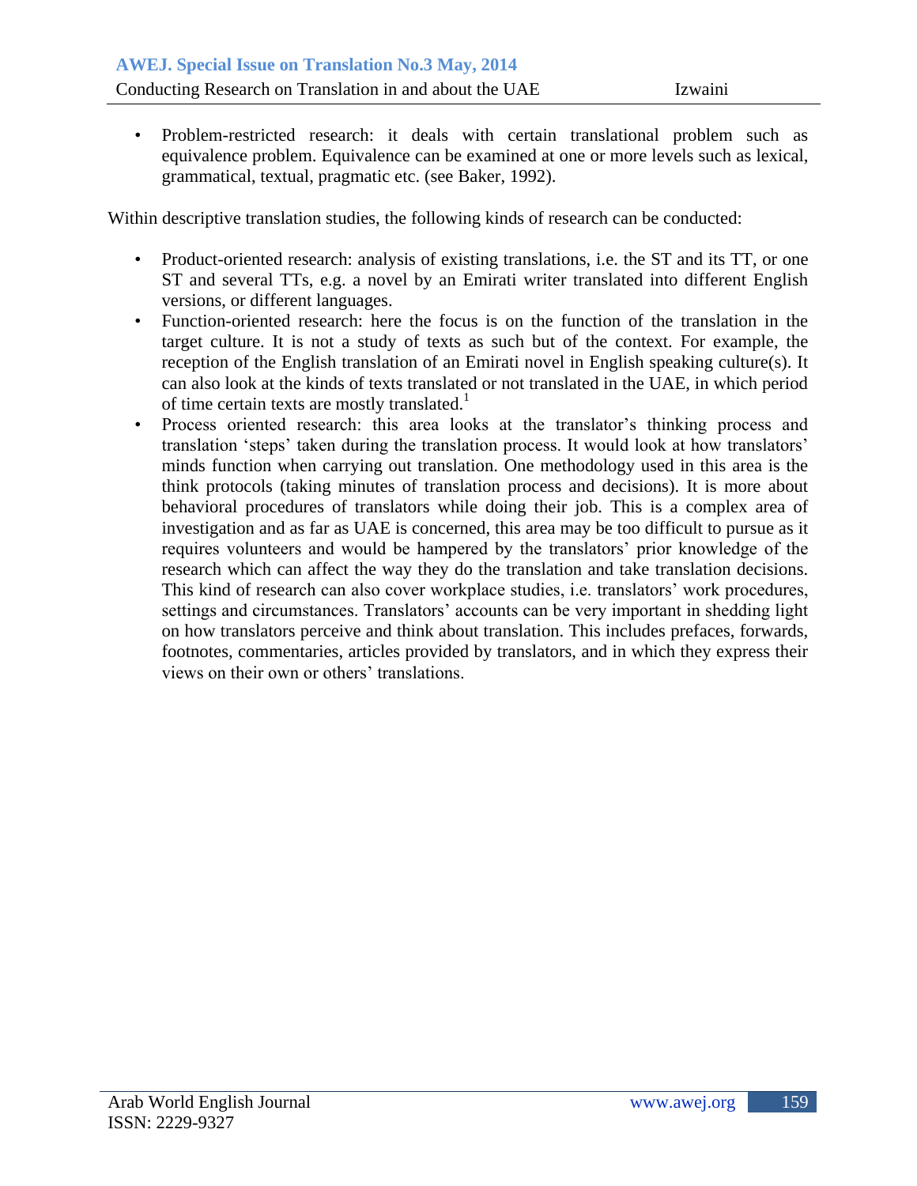- Problem-restricted research: it deals with certain translational problem such as equivalence problem. Equivalence can be examined at one or more levels such as lexical, grammatical, textual, pragmatic etc. (see Baker, 1992).

Within descriptive translation studies, the following kinds of research can be conducted:

- Product-oriented research: analysis of existing translations, i.e. the ST and its TT, or one ST and several TTs, e.g. a novel by an Emirati writer translated into different English versions, or different languages.
- Function-oriented research: here the focus is on the function of the translation in the target culture. It is not a study of texts as such but of the context. For example, the reception of the English translation of an Emirati novel in English speaking culture(s). It can also look at the kinds of texts translated or not translated in the UAE, in which period of time certain texts are mostly translated.[1]
- Process oriented research: this area looks at the translator's thinking process and translation 'steps' taken during the translation process. It would look at how translators' minds function when carrying out translation. One methodology used in this area is the think protocols (taking minutes of translation process and decisions). It is more about behavioral procedures of translators while doing their job. This is a complex area of investigation and as far as UAE is concerned, this area may be too difficult to pursue as it requires volunteers and would be hampered by the translators' prior knowledge of the research which can affect the way they do the translation and take translation decisions. This kind of research can also cover workplace studies, i.e. translators' work procedures, settings and circumstances. Translators' accounts can be very important in shedding light on how translators perceive and think about translation. This includes prefaces, forwards, footnotes, commentaries, articles provided by translators, and in which they express their views on their own or others' translations.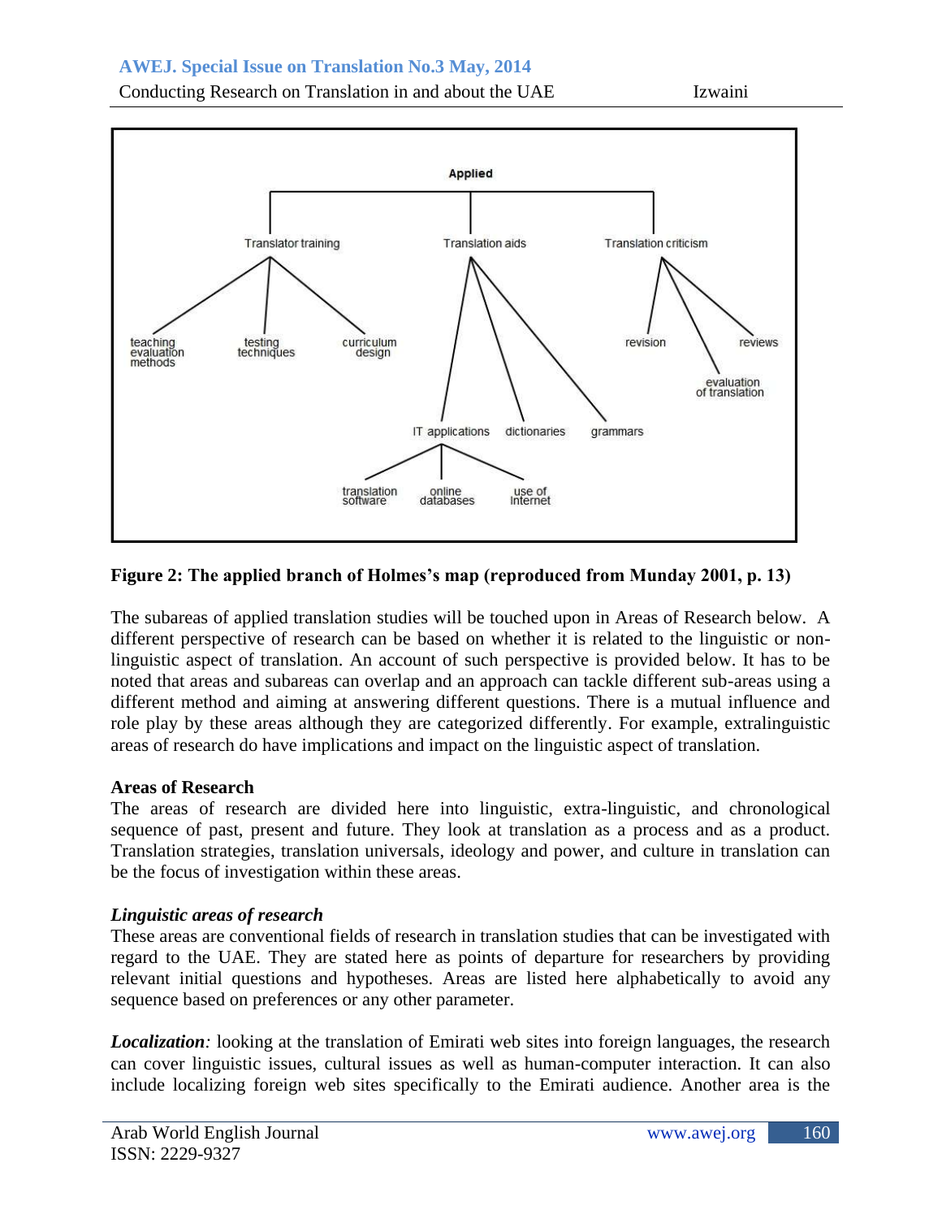**Figure 2: The applied branch of Holmes's map (reproduced from Munday 2001, p. 13)**

The subareas of applied translation studies will be touched upon in Areas of Research below. A different perspective of research can be based on whether it is related to the linguistic or non-linguistic aspect of translation. An account of such perspective is provided below. It has to be noted that areas and subareas can overlap and an approach can tackle different sub-areas using a different method and aiming at answering different questions. There is a mutual influence and role play by these areas although they are categorized differently. For example, extralinguistic areas of research do have implications and impact on the linguistic aspect of translation.

**Areas of Research**

The areas of research are divided here into linguistic, extra-linguistic, and chronological sequence of past, present and future. They look at translation as a process and as a product. Translation strategies, translation universals, ideology and power, and culture in translation can be the focus of investigation within these areas.

***Linguistic areas of research***

These areas are conventional fields of research in translation studies that can be investigated with regard to the UAE. They are stated here as points of departure for researchers by providing relevant initial questions and hypotheses. Areas are listed here alphabetically to avoid any sequence based on preferences or any other parameter.

***Localization****:* looking at the translation of Emirati web sites into foreign languages, the research can cover linguistic issues, cultural issues as well as human-computer interaction. It can also include localizing foreign web sites specifically to the Emirati audience. Another area is the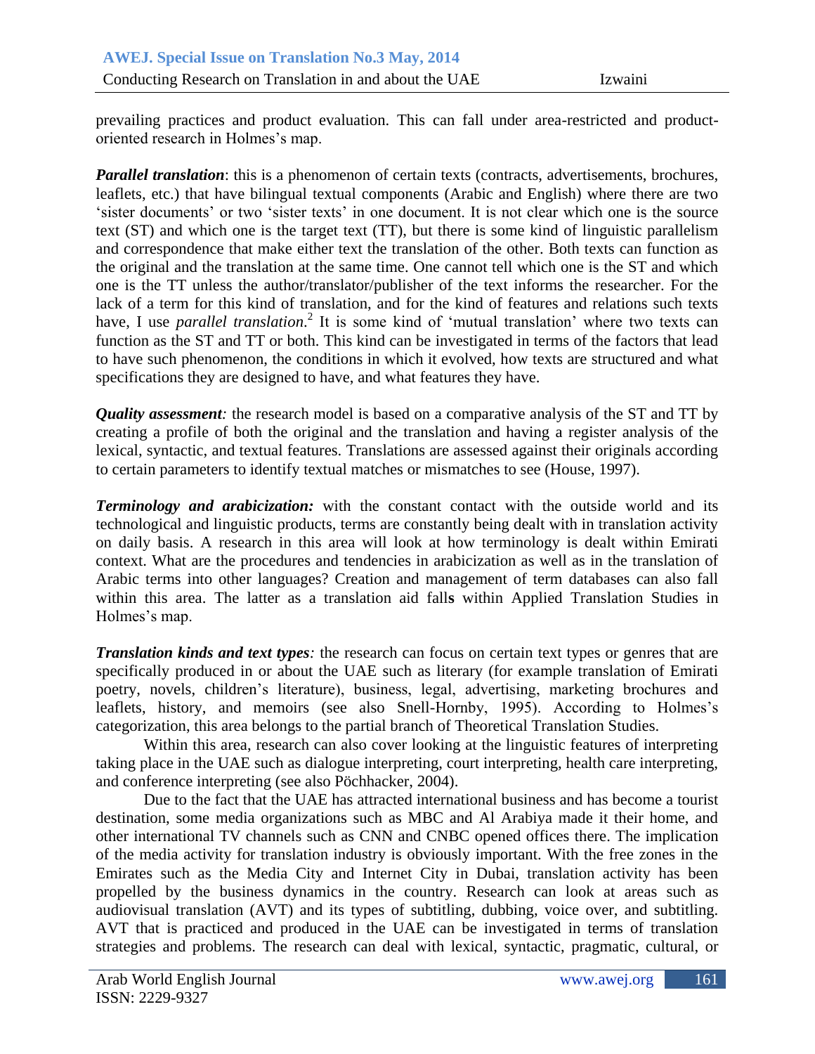prevailing practices and product evaluation. This can fall under area-restricted and product-oriented research in Holmes's map.

***Parallel translation***: this is a phenomenon of certain texts (contracts, advertisements, brochures, leaflets, etc.) that have bilingual textual components (Arabic and English) where there are two 'sister documents' or two 'sister texts' in one document. It is not clear which one is the source text (ST) and which one is the target text (TT), but there is some kind of linguistic parallelism and correspondence that make either text the translation of the other. Both texts can function as the original and the translation at the same time. One cannot tell which one is the ST and which one is the TT unless the author/translator/publisher of the text informs the researcher. For the lack of a term for this kind of translation, and for the kind of features and relations such texts have, I use *parallel translation*.[2] It is some kind of 'mutual translation' where two texts can function as the ST and TT or both. This kind can be investigated in terms of the factors that lead to have such phenomenon, the conditions in which it evolved, how texts are structured and what specifications they are designed to have, and what features they have.

***Quality assessment****:* the research model is based on a comparative analysis of the ST and TT by creating a profile of both the original and the translation and having a register analysis of the lexical, syntactic, and textual features. Translations are assessed against their originals according to certain parameters to identify textual matches or mismatches to see (House, 1997).

***Terminology and arabicization:*** with the constant contact with the outside world and its technological and linguistic products, terms are constantly being dealt with in translation activity on daily basis. A research in this area will look at how terminology is dealt within Emirati context. What are the procedures and tendencies in arabicization as well as in the translation of Arabic terms into other languages? Creation and management of term databases can also fall within this area. The latter as a translation aid fall**s** within Applied Translation Studies in Holmes's map.

***Translation kinds and text types****:* the research can focus on certain text types or genres that are specifically produced in or about the UAE such as literary (for example translation of Emirati poetry, novels, children's literature), business, legal, advertising, marketing brochures and leaflets, history, and memoirs (see also Snell-Hornby, 1995). According to Holmes's categorization, this area belongs to the partial branch of Theoretical Translation Studies.

Within this area, research can also cover looking at the linguistic features of interpreting taking place in the UAE such as dialogue interpreting, court interpreting, health care interpreting, and conference interpreting (see also Pöchhacker, 2004).

Due to the fact that the UAE has attracted international business and has become a tourist destination, some media organizations such as MBC and Al Arabiya made it their home, and other international TV channels such as CNN and CNBC opened offices there. The implication of the media activity for translation industry is obviously important. With the free zones in the Emirates such as the Media City and Internet City in Dubai, translation activity has been propelled by the business dynamics in the country. Research can look at areas such as audiovisual translation (AVT) and its types of subtitling, dubbing, voice over, and subtitling. AVT that is practiced and produced in the UAE can be investigated in terms of translation strategies and problems. The research can deal with lexical, syntactic, pragmatic, cultural, or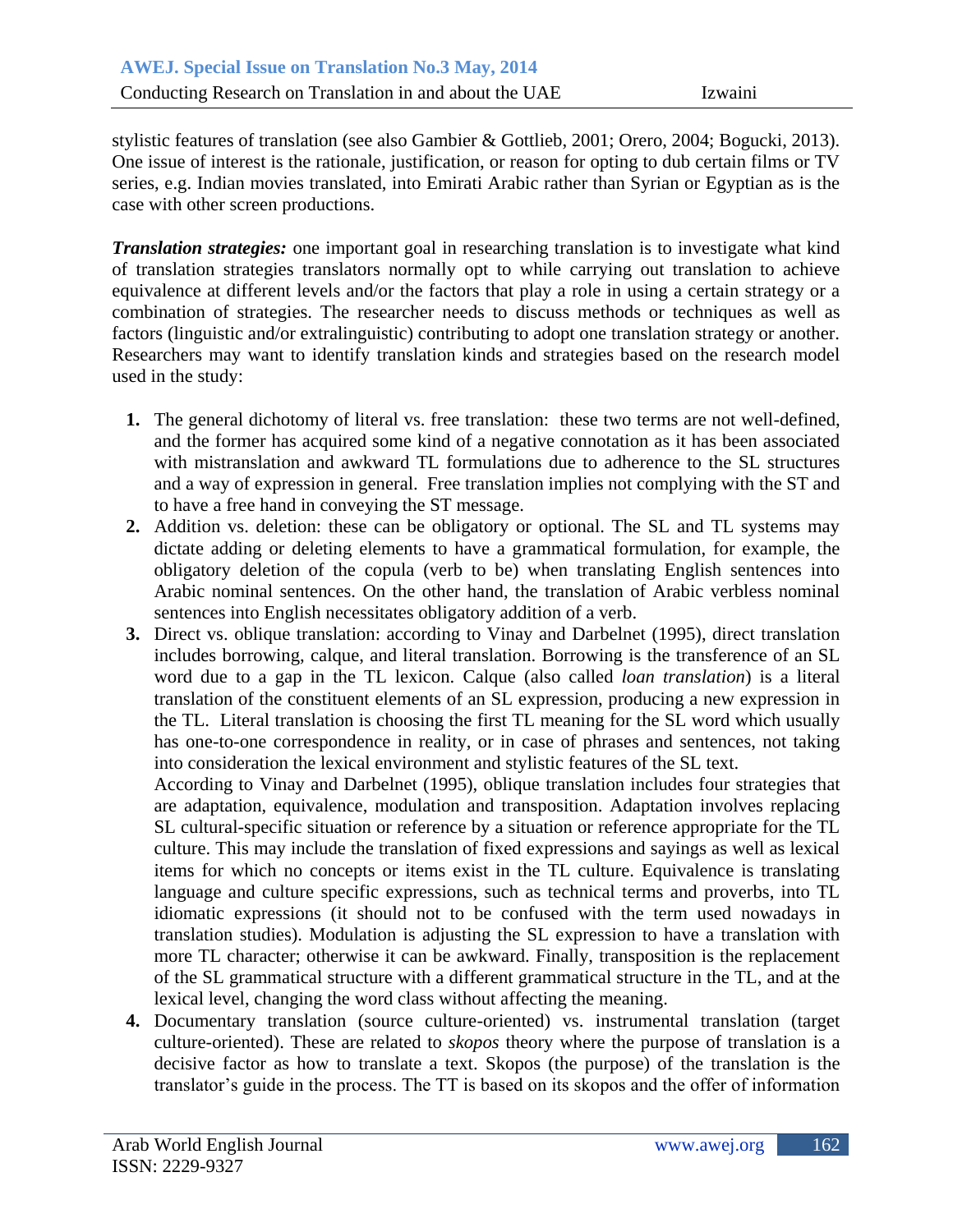stylistic features of translation (see also Gambier & Gottlieb, 2001; Orero, 2004; Bogucki, 2013). One issue of interest is the rationale, justification, or reason for opting to dub certain films or TV series, e.g. Indian movies translated, into Emirati Arabic rather than Syrian or Egyptian as is the case with other screen productions.

***Translation strategies:*** one important goal in researching translation is to investigate what kind of translation strategies translators normally opt to while carrying out translation to achieve equivalence at different levels and/or the factors that play a role in using a certain strategy or a combination of strategies. The researcher needs to discuss methods or techniques as well as factors (linguistic and/or extralinguistic) contributing to adopt one translation strategy or another. Researchers may want to identify translation kinds and strategies based on the research model used in the study:

1. The general dichotomy of literal vs. free translation: these two terms are not well-defined, and the former has acquired some kind of a negative connotation as it has been associated with mistranslation and awkward TL formulations due to adherence to the SL structures and a way of expression in general. Free translation implies not complying with the ST and to have a free hand in conveying the ST message.
2. Addition vs. deletion: these can be obligatory or optional. The SL and TL systems may dictate adding or deleting elements to have a grammatical formulation, for example, the obligatory deletion of the copula (verb to be) when translating English sentences into Arabic nominal sentences. On the other hand, the translation of Arabic verbless nominal sentences into English necessitates obligatory addition of a verb.
3. Direct vs. oblique translation: according to Vinay and Darbelnet (1995), direct translation includes borrowing, calque, and literal translation. Borrowing is the transference of an SL word due to a gap in the TL lexicon. Calque (also called *loan translation*) is a literal translation of the constituent elements of an SL expression, producing a new expression in the TL. Literal translation is choosing the first TL meaning for the SL word which usually has one-to-one correspondence in reality, or in case of phrases and sentences, not taking into consideration the lexical environment and stylistic features of the SL text.
   According to Vinay and Darbelnet (1995), oblique translation includes four strategies that are adaptation, equivalence, modulation and transposition. Adaptation involves replacing SL cultural-specific situation or reference by a situation or reference appropriate for the TL culture. This may include the translation of fixed expressions and sayings as well as lexical items for which no concepts or items exist in the TL culture. Equivalence is translating language and culture specific expressions, such as technical terms and proverbs, into TL idiomatic expressions (it should not to be confused with the term used nowadays in translation studies). Modulation is adjusting the SL expression to have a translation with more TL character; otherwise it can be awkward. Finally, transposition is the replacement of the SL grammatical structure with a different grammatical structure in the TL, and at the lexical level, changing the word class without affecting the meaning.
4. Documentary translation (source culture-oriented) vs. instrumental translation (target culture-oriented). These are related to *skopos* theory where the purpose of translation is a decisive factor as how to translate a text. Skopos (the purpose) of the translation is the translator's guide in the process. The TT is based on its skopos and the offer of information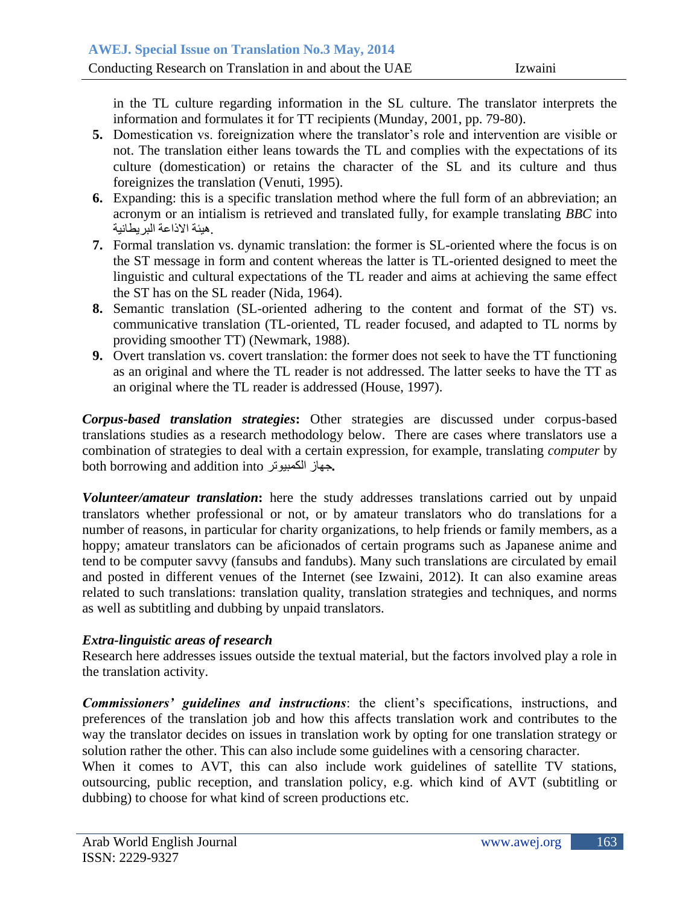in the TL culture regarding information in the SL culture. The translator interprets the information and formulates it for TT recipients (Munday, 2001, pp. 79-80).

5. Domestication vs. foreignization where the translator's role and intervention are visible or not. The translation either leans towards the TL and complies with the expectations of its culture (domestication) or retains the character of the SL and its culture and thus foreignizes the translation (Venuti, 1995).
6. Expanding: this is a specific translation method where the full form of an abbreviation; an acronym or an intialism is retrieved and translated fully, for example translating *BBC* into هيئة الاذاعة البريطانية.
7. Formal translation vs. dynamic translation: the former is SL-oriented where the focus is on the ST message in form and content whereas the latter is TL-oriented designed to meet the linguistic and cultural expectations of the TL reader and aims at achieving the same effect the ST has on the SL reader (Nida, 1964).
8. Semantic translation (SL-oriented adhering to the content and format of the ST) vs. communicative translation (TL-oriented, TL reader focused, and adapted to TL norms by providing smoother TT) (Newmark, 1988).
9. Overt translation vs. covert translation: the former does not seek to have the TT functioning as an original and where the TL reader is not addressed. The latter seeks to have the TT as an original where the TL reader is addressed (House, 1997).

***Corpus-based translation strategies*:** Other strategies are discussed under corpus-based translations studies as a research methodology below. There are cases where translators use a combination of strategies to deal with a certain expression, for example, translating *computer* by both borrowing and addition into **جهاز الكمبيوتر.**

***Volunteer/amateur translation*:** here the study addresses translations carried out by unpaid translators whether professional or not, or by amateur translators who do translations for a number of reasons, in particular for charity organizations, to help friends or family members, as a hoppy; amateur translators can be aficionados of certain programs such as Japanese anime and tend to be computer savvy (fansubs and fandubs). Many such translations are circulated by email and posted in different venues of the Internet (see Izwaini, 2012). It can also examine areas related to such translations: translation quality, translation strategies and techniques, and norms as well as subtitling and dubbing by unpaid translators.

***Extra-linguistic areas of research***

Research here addresses issues outside the textual material, but the factors involved play a role in the translation activity.

***Commissioners' guidelines and instructions***: the client's specifications, instructions, and preferences of the translation job and how this affects translation work and contributes to the way the translator decides on issues in translation work by opting for one translation strategy or solution rather the other. This can also include some guidelines with a censoring character.

When it comes to AVT, this can also include work guidelines of satellite TV stations, outsourcing, public reception, and translation policy, e.g. which kind of AVT (subtitling or dubbing) to choose for what kind of screen productions etc.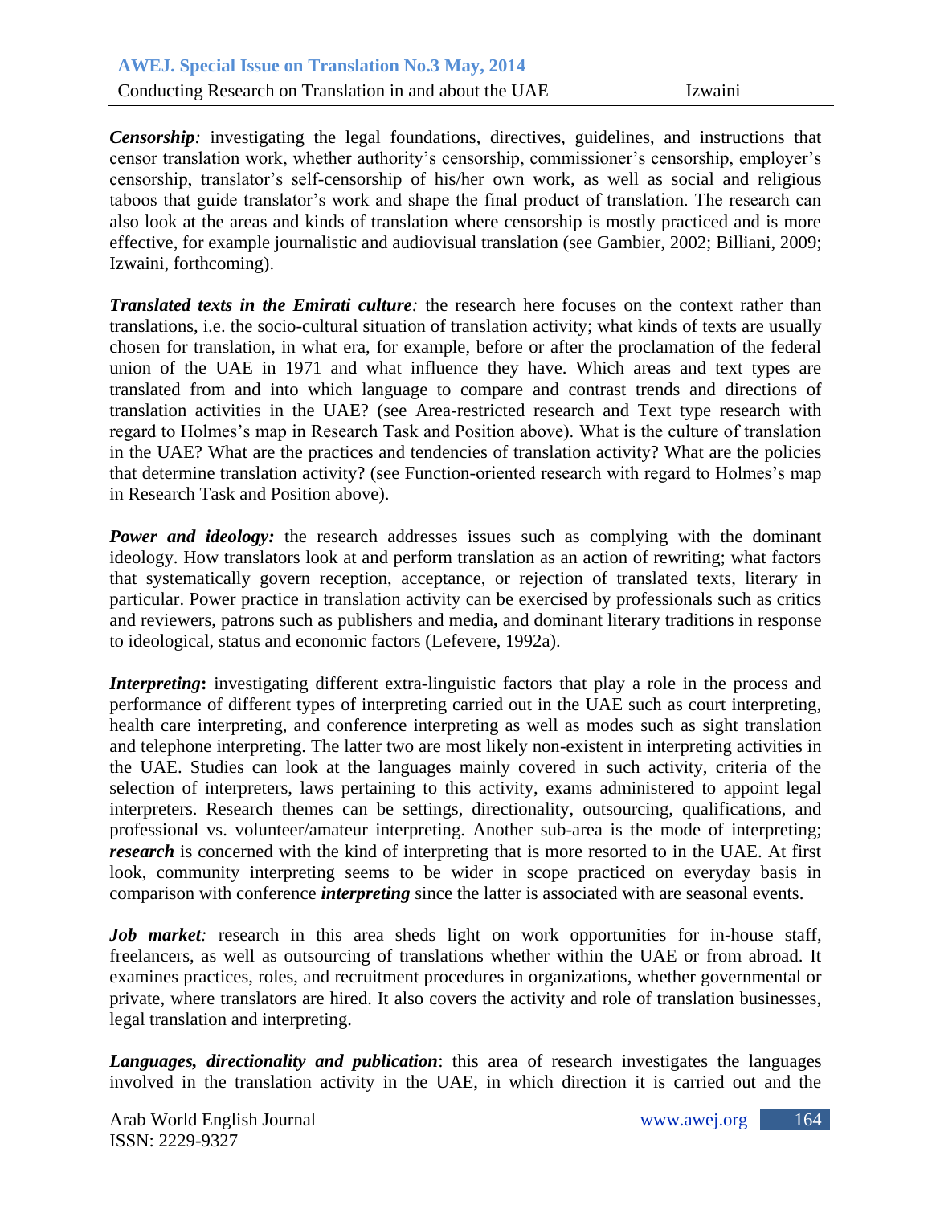***Censorship**:* investigating the legal foundations, directives, guidelines, and instructions that censor translation work, whether authority's censorship, commissioner's censorship, employer's censorship, translator's self-censorship of his/her own work, as well as social and religious taboos that guide translator's work and shape the final product of translation. The research can also look at the areas and kinds of translation where censorship is mostly practiced and is more effective, for example journalistic and audiovisual translation (see Gambier, 2002; Billiani, 2009; Izwaini, forthcoming).

***Translated texts in the Emirati culture**:* the research here focuses on the context rather than translations, i.e. the socio-cultural situation of translation activity; what kinds of texts are usually chosen for translation, in what era, for example, before or after the proclamation of the federal union of the UAE in 1971 and what influence they have. Which areas and text types are translated from and into which language to compare and contrast trends and directions of translation activities in the UAE? (see Area-restricted research and Text type research with regard to Holmes's map in Research Task and Position above). What is the culture of translation in the UAE? What are the practices and tendencies of translation activity? What are the policies that determine translation activity? (see Function-oriented research with regard to Holmes's map in Research Task and Position above).

***Power and ideology:*** the research addresses issues such as complying with the dominant ideology. How translators look at and perform translation as an action of rewriting; what factors that systematically govern reception, acceptance, or rejection of translated texts, literary in particular. Power practice in translation activity can be exercised by professionals such as critics and reviewers, patrons such as publishers and media**,** and dominant literary traditions in response to ideological, status and economic factors (Lefevere, 1992a).

***Interpreting*****:** investigating different extra-linguistic factors that play a role in the process and performance of different types of interpreting carried out in the UAE such as court interpreting, health care interpreting, and conference interpreting as well as modes such as sight translation and telephone interpreting. The latter two are most likely non-existent in interpreting activities in the UAE. Studies can look at the languages mainly covered in such activity, criteria of the selection of interpreters, laws pertaining to this activity, exams administered to appoint legal interpreters. Research themes can be settings, directionality, outsourcing, qualifications, and professional vs. volunteer/amateur interpreting. Another sub-area is the mode of interpreting; ***research*** is concerned with the kind of interpreting that is more resorted to in the UAE. At first look, community interpreting seems to be wider in scope practiced on everyday basis in comparison with conference ***interpreting*** since the latter is associated with are seasonal events.

***Job market**:* research in this area sheds light on work opportunities for in-house staff, freelancers, as well as outsourcing of translations whether within the UAE or from abroad. It examines practices, roles, and recruitment procedures in organizations, whether governmental or private, where translators are hired. It also covers the activity and role of translation businesses, legal translation and interpreting.

***Languages, directionality and publication***: this area of research investigates the languages involved in the translation activity in the UAE, in which direction it is carried out and the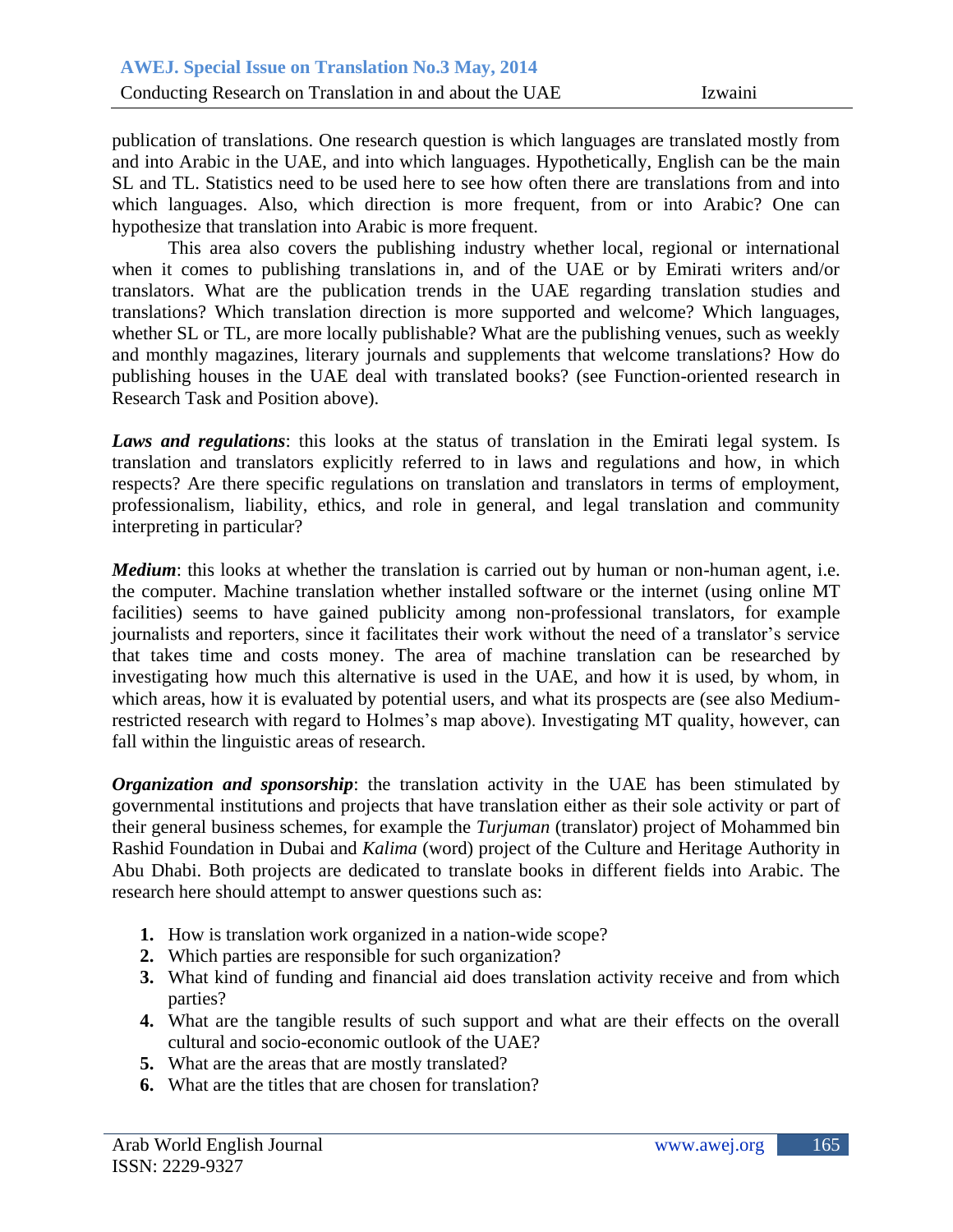publication of translations. One research question is which languages are translated mostly from and into Arabic in the UAE, and into which languages. Hypothetically, English can be the main SL and TL. Statistics need to be used here to see how often there are translations from and into which languages. Also, which direction is more frequent, from or into Arabic? One can hypothesize that translation into Arabic is more frequent.

This area also covers the publishing industry whether local, regional or international when it comes to publishing translations in, and of the UAE or by Emirati writers and/or translators. What are the publication trends in the UAE regarding translation studies and translations? Which translation direction is more supported and welcome? Which languages, whether SL or TL, are more locally publishable? What are the publishing venues, such as weekly and monthly magazines, literary journals and supplements that welcome translations? How do publishing houses in the UAE deal with translated books? (see Function-oriented research in Research Task and Position above).

***Laws and regulations***: this looks at the status of translation in the Emirati legal system. Is translation and translators explicitly referred to in laws and regulations and how, in which respects? Are there specific regulations on translation and translators in terms of employment, professionalism, liability, ethics, and role in general, and legal translation and community interpreting in particular?

***Medium***: this looks at whether the translation is carried out by human or non-human agent, i.e. the computer. Machine translation whether installed software or the internet (using online MT facilities) seems to have gained publicity among non-professional translators, for example journalists and reporters, since it facilitates their work without the need of a translator's service that takes time and costs money. The area of machine translation can be researched by investigating how much this alternative is used in the UAE, and how it is used, by whom, in which areas, how it is evaluated by potential users, and what its prospects are (see also Medium-restricted research with regard to Holmes's map above). Investigating MT quality, however, can fall within the linguistic areas of research.

***Organization and sponsorship***: the translation activity in the UAE has been stimulated by governmental institutions and projects that have translation either as their sole activity or part of their general business schemes, for example the *Turjuman* (translator) project of Mohammed bin Rashid Foundation in Dubai and *Kalima* (word) project of the Culture and Heritage Authority in Abu Dhabi. Both projects are dedicated to translate books in different fields into Arabic. The research here should attempt to answer questions such as:

1. How is translation work organized in a nation-wide scope?
2. Which parties are responsible for such organization?
3. What kind of funding and financial aid does translation activity receive and from which parties?
4. What are the tangible results of such support and what are their effects on the overall cultural and socio-economic outlook of the UAE?
5. What are the areas that are mostly translated?
6. What are the titles that are chosen for translation?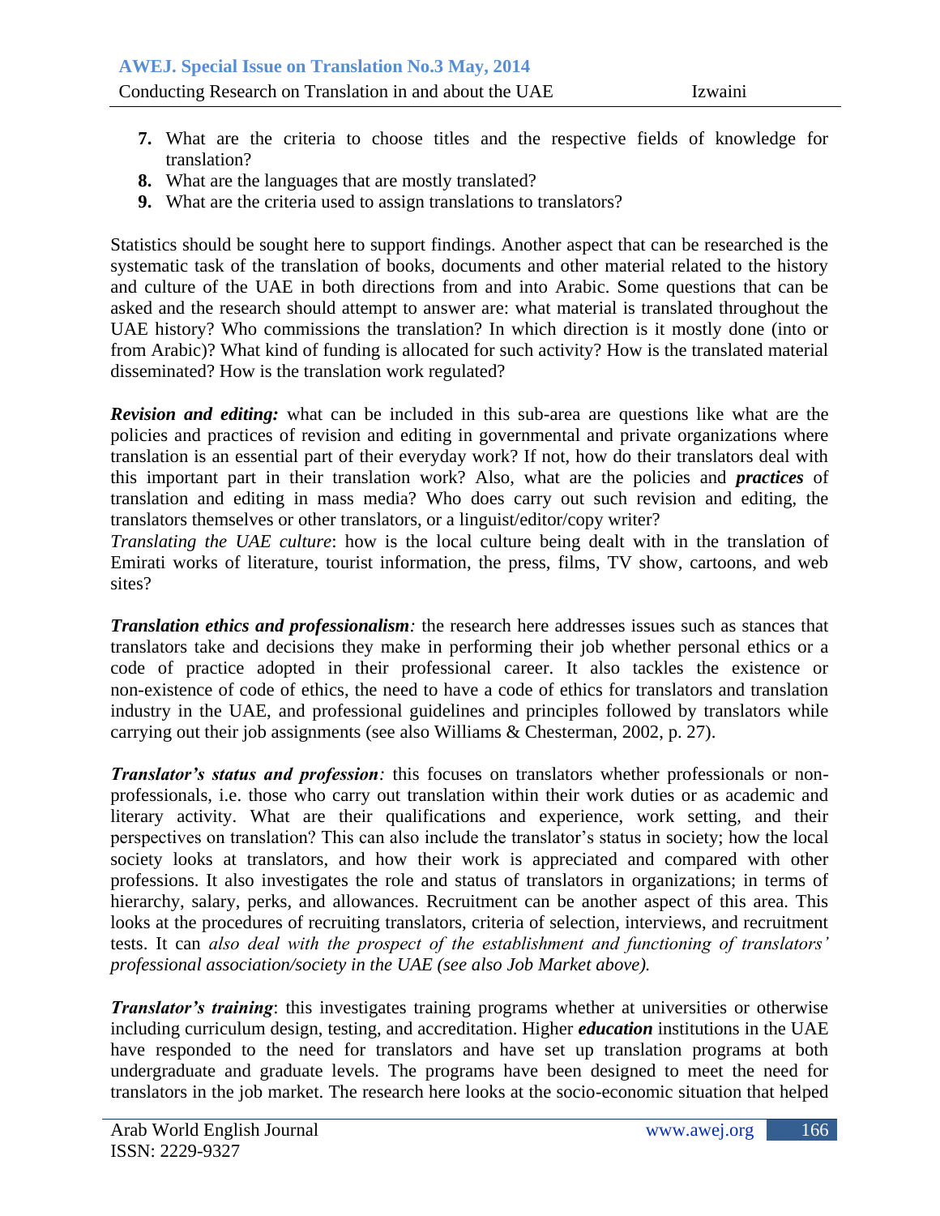7. What are the criteria to choose titles and the respective fields of knowledge for translation?
8. What are the languages that are mostly translated?
9. What are the criteria used to assign translations to translators?

Statistics should be sought here to support findings. Another aspect that can be researched is the systematic task of the translation of books, documents and other material related to the history and culture of the UAE in both directions from and into Arabic. Some questions that can be asked and the research should attempt to answer are: what material is translated throughout the UAE history? Who commissions the translation? In which direction is it mostly done (into or from Arabic)? What kind of funding is allocated for such activity? How is the translated material disseminated? How is the translation work regulated?

***Revision and editing:*** what can be included in this sub-area are questions like what are the policies and practices of revision and editing in governmental and private organizations where translation is an essential part of their everyday work? If not, how do their translators deal with this important part in their translation work? Also, what are the policies and ***practices*** of translation and editing in mass media? Who does carry out such revision and editing, the translators themselves or other translators, or a linguist/editor/copy writer?
*Translating the UAE culture*: how is the local culture being dealt with in the translation of Emirati works of literature, tourist information, the press, films, TV show, cartoons, and web sites?

***Translation ethics and professionalism****:* the research here addresses issues such as stances that translators take and decisions they make in performing their job whether personal ethics or a code of practice adopted in their professional career. It also tackles the existence or non-existence of code of ethics, the need to have a code of ethics for translators and translation industry in the UAE, and professional guidelines and principles followed by translators while carrying out their job assignments (see also Williams & Chesterman, 2002, p. 27).

***Translator's status and profession****:* this focuses on translators whether professionals or non-professionals, i.e. those who carry out translation within their work duties or as academic and literary activity. What are their qualifications and experience, work setting, and their perspectives on translation? This can also include the translator's status in society; how the local society looks at translators, and how their work is appreciated and compared with other professions. It also investigates the role and status of translators in organizations; in terms of hierarchy, salary, perks, and allowances. Recruitment can be another aspect of this area. This looks at the procedures of recruiting translators, criteria of selection, interviews, and recruitment tests. It can *also deal with the prospect of the establishment and functioning of translators' professional association/society in the UAE (see also Job Market above).*

***Translator's training***: this investigates training programs whether at universities or otherwise including curriculum design, testing, and accreditation. Higher ***education*** institutions in the UAE have responded to the need for translators and have set up translation programs at both undergraduate and graduate levels. The programs have been designed to meet the need for translators in the job market. The research here looks at the socio-economic situation that helped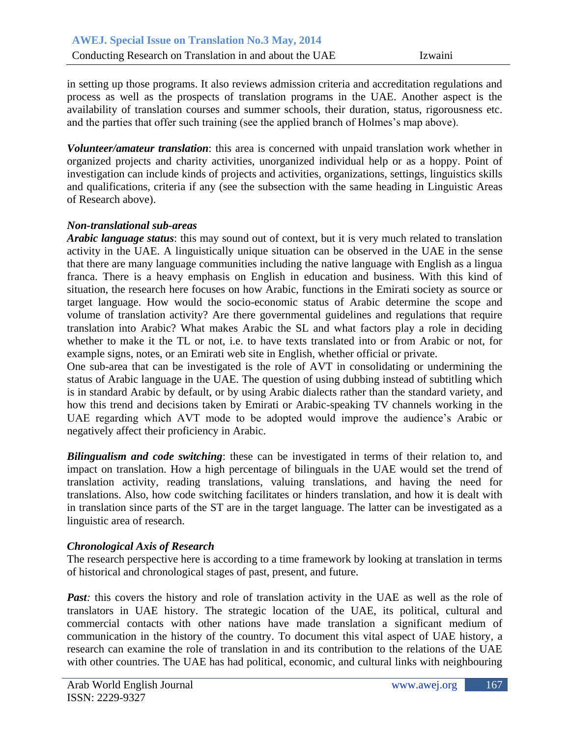in setting up those programs. It also reviews admission criteria and accreditation regulations and process as well as the prospects of translation programs in the UAE. Another aspect is the availability of translation courses and summer schools, their duration, status, rigorousness etc. and the parties that offer such training (see the applied branch of Holmes's map above).

***Volunteer/amateur translation***: this area is concerned with unpaid translation work whether in organized projects and charity activities, unorganized individual help or as a hoppy. Point of investigation can include kinds of projects and activities, organizations, settings, linguistics skills and qualifications, criteria if any (see the subsection with the same heading in Linguistic Areas of Research above).

***Non-translational sub-areas***

***Arabic language status***: this may sound out of context, but it is very much related to translation activity in the UAE. A linguistically unique situation can be observed in the UAE in the sense that there are many language communities including the native language with English as a lingua franca. There is a heavy emphasis on English in education and business. With this kind of situation, the research here focuses on how Arabic, functions in the Emirati society as source or target language. How would the socio-economic status of Arabic determine the scope and volume of translation activity? Are there governmental guidelines and regulations that require translation into Arabic? What makes Arabic the SL and what factors play a role in deciding whether to make it the TL or not, i.e. to have texts translated into or from Arabic or not, for example signs, notes, or an Emirati web site in English, whether official or private.
One sub-area that can be investigated is the role of AVT in consolidating or undermining the status of Arabic language in the UAE. The question of using dubbing instead of subtitling which is in standard Arabic by default, or by using Arabic dialects rather than the standard variety, and how this trend and decisions taken by Emirati or Arabic-speaking TV channels working in the UAE regarding which AVT mode to be adopted would improve the audience's Arabic or negatively affect their proficiency in Arabic.

***Bilingualism and code switching***: these can be investigated in terms of their relation to, and impact on translation. How a high percentage of bilinguals in the UAE would set the trend of translation activity, reading translations, valuing translations, and having the need for translations. Also, how code switching facilitates or hinders translation, and how it is dealt with in translation since parts of the ST are in the target language. The latter can be investigated as a linguistic area of research.

***Chronological Axis of Research***

The research perspective here is according to a time framework by looking at translation in terms of historical and chronological stages of past, present, and future.

***Past:*** this covers the history and role of translation activity in the UAE as well as the role of translators in UAE history. The strategic location of the UAE, its political, cultural and commercial contacts with other nations have made translation a significant medium of communication in the history of the country. To document this vital aspect of UAE history, a research can examine the role of translation in and its contribution to the relations of the UAE with other countries. The UAE has had political, economic, and cultural links with neighbouring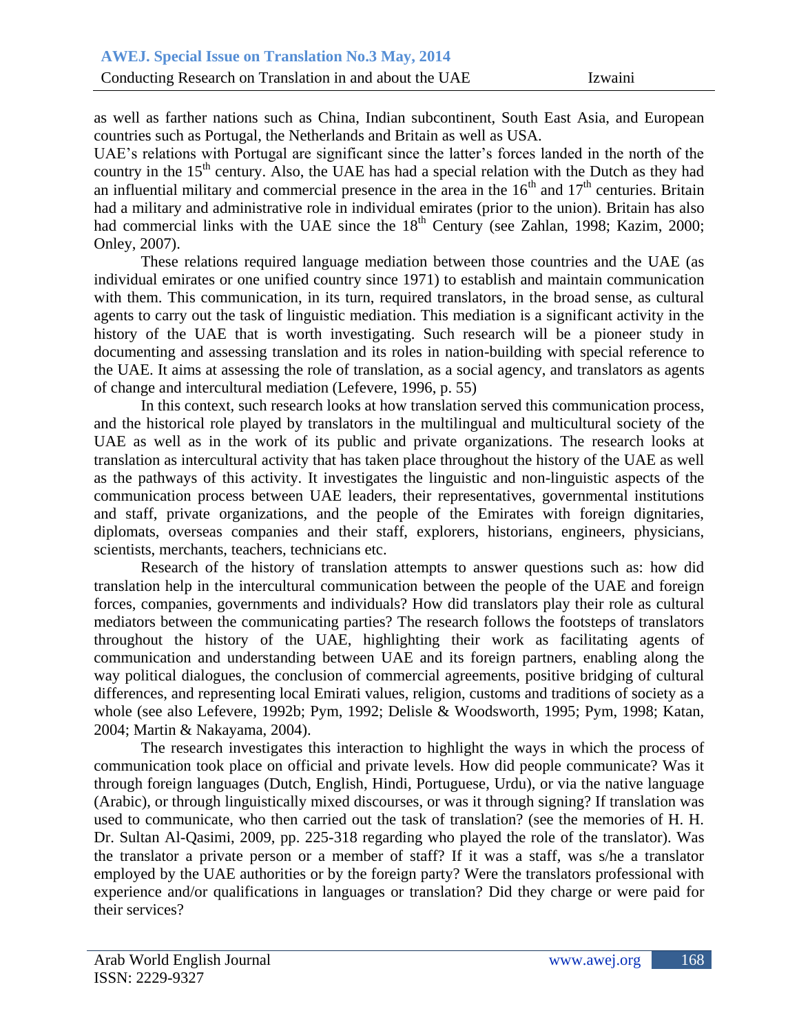as well as farther nations such as China, Indian subcontinent, South East Asia, and European countries such as Portugal, the Netherlands and Britain as well as USA.

UAE's relations with Portugal are significant since the latter's forces landed in the north of the country in the 15th century. Also, the UAE has had a special relation with the Dutch as they had an influential military and commercial presence in the area in the 16th and 17th centuries. Britain had a military and administrative role in individual emirates (prior to the union). Britain has also had commercial links with the UAE since the 18th Century (see Zahlan, 1998; Kazim, 2000; Onley, 2007).

These relations required language mediation between those countries and the UAE (as individual emirates or one unified country since 1971) to establish and maintain communication with them. This communication, in its turn, required translators, in the broad sense, as cultural agents to carry out the task of linguistic mediation. This mediation is a significant activity in the history of the UAE that is worth investigating. Such research will be a pioneer study in documenting and assessing translation and its roles in nation-building with special reference to the UAE. It aims at assessing the role of translation, as a social agency, and translators as agents of change and intercultural mediation (Lefevere, 1996, p. 55)

In this context, such research looks at how translation served this communication process, and the historical role played by translators in the multilingual and multicultural society of the UAE as well as in the work of its public and private organizations. The research looks at translation as intercultural activity that has taken place throughout the history of the UAE as well as the pathways of this activity. It investigates the linguistic and non-linguistic aspects of the communication process between UAE leaders, their representatives, governmental institutions and staff, private organizations, and the people of the Emirates with foreign dignitaries, diplomats, overseas companies and their staff, explorers, historians, engineers, physicians, scientists, merchants, teachers, technicians etc.

Research of the history of translation attempts to answer questions such as: how did translation help in the intercultural communication between the people of the UAE and foreign forces, companies, governments and individuals? How did translators play their role as cultural mediators between the communicating parties? The research follows the footsteps of translators throughout the history of the UAE, highlighting their work as facilitating agents of communication and understanding between UAE and its foreign partners, enabling along the way political dialogues, the conclusion of commercial agreements, positive bridging of cultural differences, and representing local Emirati values, religion, customs and traditions of society as a whole (see also Lefevere, 1992b; Pym, 1992; Delisle & Woodsworth, 1995; Pym, 1998; Katan, 2004; Martin & Nakayama, 2004).

The research investigates this interaction to highlight the ways in which the process of communication took place on official and private levels. How did people communicate? Was it through foreign languages (Dutch, English, Hindi, Portuguese, Urdu), or via the native language (Arabic), or through linguistically mixed discourses, or was it through signing? If translation was used to communicate, who then carried out the task of translation? (see the memories of H. H. Dr. Sultan Al-Qasimi, 2009, pp. 225-318 regarding who played the role of the translator). Was the translator a private person or a member of staff? If it was a staff, was s/he a translator employed by the UAE authorities or by the foreign party? Were the translators professional with experience and/or qualifications in languages or translation? Did they charge or were paid for their services?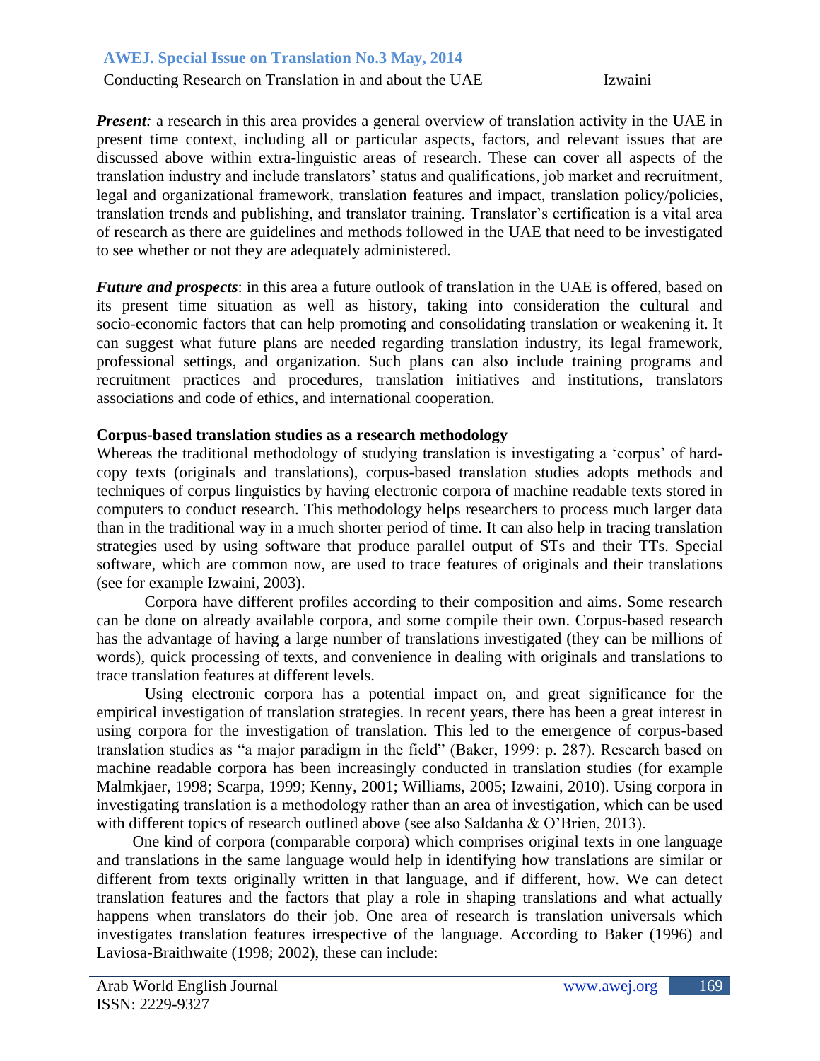***Present:*** a research in this area provides a general overview of translation activity in the UAE in present time context, including all or particular aspects, factors, and relevant issues that are discussed above within extra-linguistic areas of research. These can cover all aspects of the translation industry and include translators' status and qualifications, job market and recruitment, legal and organizational framework, translation features and impact, translation policy/policies, translation trends and publishing, and translator training. Translator's certification is a vital area of research as there are guidelines and methods followed in the UAE that need to be investigated to see whether or not they are adequately administered.

***Future and prospects***: in this area a future outlook of translation in the UAE is offered, based on its present time situation as well as history, taking into consideration the cultural and socio-economic factors that can help promoting and consolidating translation or weakening it. It can suggest what future plans are needed regarding translation industry, its legal framework, professional settings, and organization. Such plans can also include training programs and recruitment practices and procedures, translation initiatives and institutions, translators associations and code of ethics, and international cooperation.

**Corpus-based translation studies as a research methodology**

Whereas the traditional methodology of studying translation is investigating a 'corpus' of hard-copy texts (originals and translations), corpus-based translation studies adopts methods and techniques of corpus linguistics by having electronic corpora of machine readable texts stored in computers to conduct research. This methodology helps researchers to process much larger data than in the traditional way in a much shorter period of time. It can also help in tracing translation strategies used by using software that produce parallel output of STs and their TTs. Special software, which are common now, are used to trace features of originals and their translations (see for example Izwaini, 2003).

Corpora have different profiles according to their composition and aims. Some research can be done on already available corpora, and some compile their own. Corpus-based research has the advantage of having a large number of translations investigated (they can be millions of words), quick processing of texts, and convenience in dealing with originals and translations to trace translation features at different levels.

Using electronic corpora has a potential impact on, and great significance for the empirical investigation of translation strategies. In recent years, there has been a great interest in using corpora for the investigation of translation. This led to the emergence of corpus-based translation studies as "a major paradigm in the field" (Baker, 1999: p. 287). Research based on machine readable corpora has been increasingly conducted in translation studies (for example Malmkjaer, 1998; Scarpa, 1999; Kenny, 2001; Williams, 2005; Izwaini, 2010). Using corpora in investigating translation is a methodology rather than an area of investigation, which can be used with different topics of research outlined above (see also Saldanha & O'Brien, 2013).

One kind of corpora (comparable corpora) which comprises original texts in one language and translations in the same language would help in identifying how translations are similar or different from texts originally written in that language, and if different, how. We can detect translation features and the factors that play a role in shaping translations and what actually happens when translators do their job. One area of research is translation universals which investigates translation features irrespective of the language. According to Baker (1996) and Laviosa-Braithwaite (1998; 2002), these can include: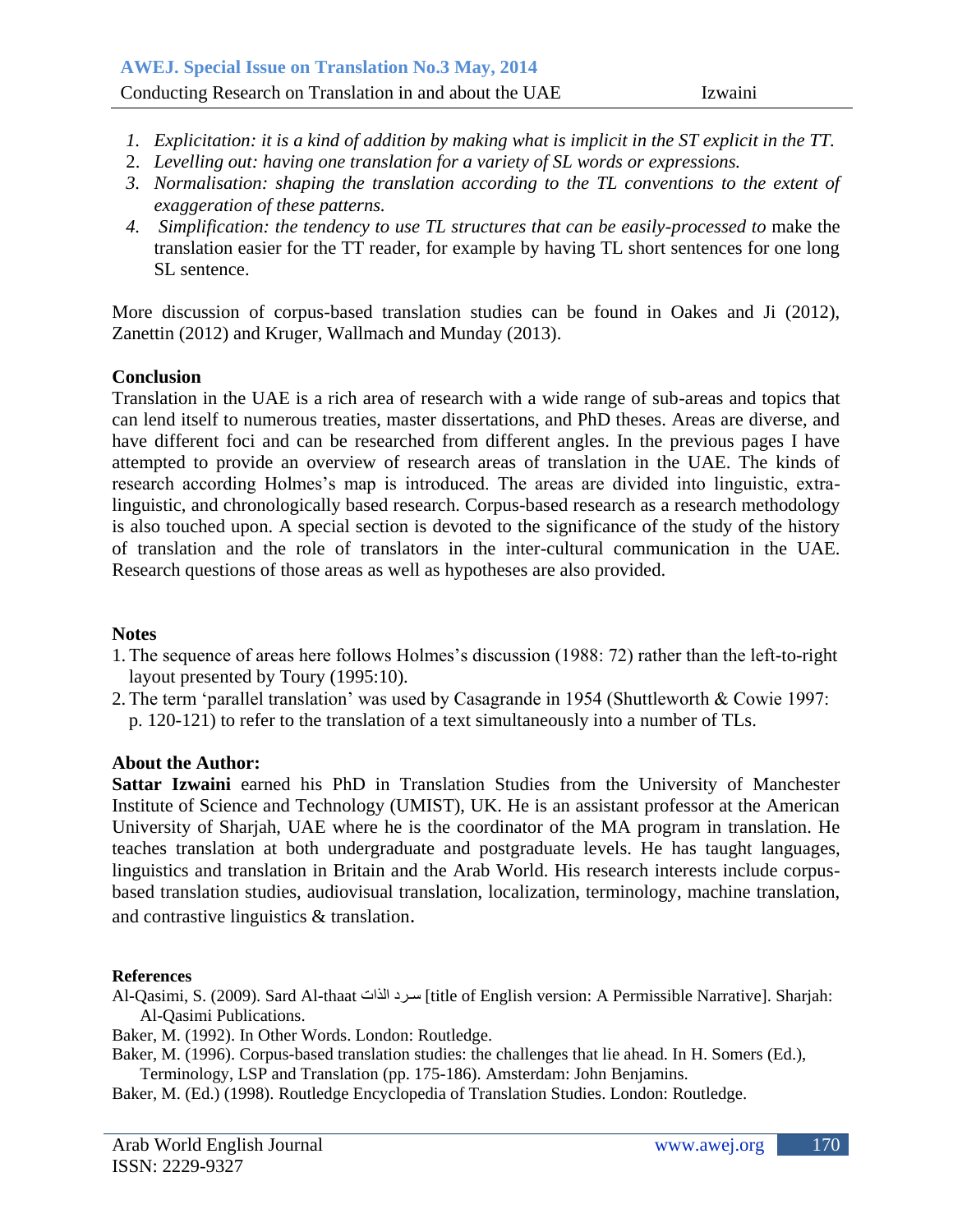1. *Explicitation: it is a kind of addition by making what is implicit in the ST explicit in the TT.*
2. *Levelling out: having one translation for a variety of SL words or expressions.*
3. *Normalisation: shaping the translation according to the TL conventions to the extent of exaggeration of these patterns.*
4. *Simplification: the tendency to use TL structures that can be easily-processed to* make the translation easier for the TT reader, for example by having TL short sentences for one long SL sentence.

More discussion of corpus-based translation studies can be found in Oakes and Ji (2012), Zanettin (2012) and Kruger, Wallmach and Munday (2013).

## Conclusion

Translation in the UAE is a rich area of research with a wide range of sub-areas and topics that can lend itself to numerous treaties, master dissertations, and PhD theses. Areas are diverse, and have different foci and can be researched from different angles. In the previous pages I have attempted to provide an overview of research areas of translation in the UAE. The kinds of research according Holmes's map is introduced. The areas are divided into linguistic, extra-linguistic, and chronologically based research. Corpus-based research as a research methodology is also touched upon. A special section is devoted to the significance of the study of the history of translation and the role of translators in the inter-cultural communication in the UAE. Research questions of those areas as well as hypotheses are also provided.

## Notes

1. The sequence of areas here follows Holmes's discussion (1988: 72) rather than the left-to-right layout presented by Toury (1995:10).
2. The term 'parallel translation' was used by Casagrande in 1954 (Shuttleworth & Cowie 1997: p. 120-121) to refer to the translation of a text simultaneously into a number of TLs.

## About the Author:

**Sattar Izwaini** earned his PhD in Translation Studies from the University of Manchester Institute of Science and Technology (UMIST), UK. He is an assistant professor at the American University of Sharjah, UAE where he is the coordinator of the MA program in translation. He teaches translation at both undergraduate and postgraduate levels. He has taught languages, linguistics and translation in Britain and the Arab World. His research interests include corpus-based translation studies, audiovisual translation, localization, terminology, machine translation, and contrastive linguistics & translation.

## References

Al-Qasimi, S. (2009). Sard Al-thaat سرد الذات [title of English version: A Permissible Narrative]. Sharjah: Al-Qasimi Publications.

Baker, M. (1992). In Other Words. London: Routledge.

Baker, M. (1996). Corpus-based translation studies: the challenges that lie ahead. In H. Somers (Ed.), Terminology, LSP and Translation (pp. 175-186). Amsterdam: John Benjamins.

Baker, M. (Ed.) (1998). Routledge Encyclopedia of Translation Studies. London: Routledge.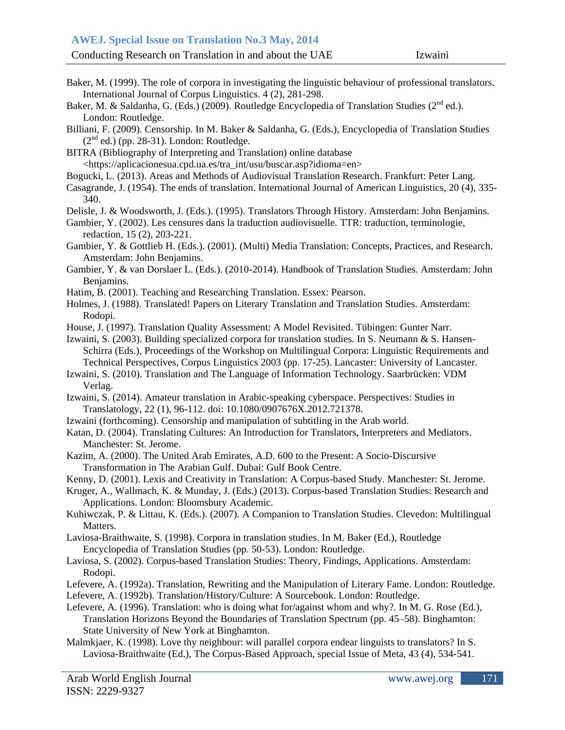Baker, M. (1999). The role of corpora in investigating the linguistic behaviour of professional translators. International Journal of Corpus Linguistics. 4 (2), 281-298.

Baker, M. & Saldanha, G. (Eds.) (2009). Routledge Encyclopedia of Translation Studies (2nd ed.). London: Routledge.

Billiani, F. (2009). Censorship. In M. Baker & Saldanha, G. (Eds.), Encyclopedia of Translation Studies (2nd ed.) (pp. 28-31). London: Routledge.

BITRA (Bibliography of Interpreting and Translation) online database <https://aplicacionesua.cpd.ua.es/tra_int/usu/buscar.asp?idioma=en>

Bogucki, L. (2013). Areas and Methods of Audiovisual Translation Research. Frankfurt: Peter Lang.

Casagrande, J. (1954). The ends of translation. International Journal of American Linguistics, 20 (4), 335-340.

Delisle, J. & Woodsworth, J. (Eds.). (1995). Translators Through History. Amsterdam: John Benjamins.

Gambier, Y. (2002). Les censures dans la traduction audiovisuelle. TTR: traduction, terminologie, redaction, 15 (2), 203-221.

Gambier, Y. & Gottlieb H. (Eds.). (2001). (Multi) Media Translation: Concepts, Practices, and Research. Amsterdam: John Benjamins.

Gambier, Y. & van Dorslaer L. (Eds.). (2010-2014). Handbook of Translation Studies. Amsterdam: John Benjamins.

Hatim, B. (2001). Teaching and Researching Translation. Essex: Pearson.

Holmes, J. (1988). Translated! Papers on Literary Translation and Translation Studies. Amsterdam: Rodopi.

House, J. (1997). Translation Quality Assessment: A Model Revisited. Tübingen: Gunter Narr.

Izwaini, S. (2003). Building specialized corpora for translation studies. In S. Neumann & S. Hansen-Schirra (Eds.), Proceedings of the Workshop on Multilingual Corpora: Linguistic Requirements and Technical Perspectives, Corpus Linguistics 2003 (pp. 17-25). Lancaster: University of Lancaster.

Izwaini, S. (2010). Translation and The Language of Information Technology. Saarbrücken: VDM Verlag.

Izwaini, S. (2014). Amateur translation in Arabic-speaking cyberspace. Perspectives: Studies in Translatology, 22 (1), 96-112. doi: 10.1080/0907676X.2012.721378.

Izwaini (forthcoming). Censorship and manipulation of subtitling in the Arab world.

Katan, D. (2004). Translating Cultures: An Introduction for Translators, Interpreters and Mediators. Manchester: St. Jerome.

Kazim, A. (2000). The United Arab Emirates, A.D. 600 to the Present: A Socio-Discursive Transformation in The Arabian Gulf. Dubai: Gulf Book Centre.

Kenny, D. (2001). Lexis and Creativity in Translation: A Corpus-based Study. Manchester: St. Jerome.

Kruger, A., Wallmach, K. & Munday, J. (Eds.) (2013). Corpus-based Translation Studies: Research and Applications. London: Bloomsbury Academic.

Kuhiwczak, P. & Littau, K. (Eds.). (2007). A Companion to Translation Studies. Clevedon: Multilingual Matters.

Laviosa-Braithwaite, S. (1998). Corpora in translation studies. In M. Baker (Ed.), Routledge Encyclopedia of Translation Studies (pp. 50-53). London: Routledge.

Laviosa, S. (2002). Corpus-based Translation Studies: Theory, Findings, Applications. Amsterdam: Rodopi.

Lefevere, A. (1992a). Translation, Rewriting and the Manipulation of Literary Fame. London: Routledge.

Lefevere, A. (1992b). Translation/History/Culture: A Sourcebook. London: Routledge.

Lefevere, A. (1996). Translation: who is doing what for/against whom and why?. In M. G. Rose (Ed.), Translation Horizons Beyond the Boundaries of Translation Spectrum (pp. 45–58). Binghamton: State University of New York at Binghamton.

Malmkjaer, K. (1998). Love thy neighbour: will parallel corpora endear linguists to translators? In S. Laviosa-Braithwaite (Ed.), The Corpus-Based Approach, special Issue of Meta, 43 (4), 534-541.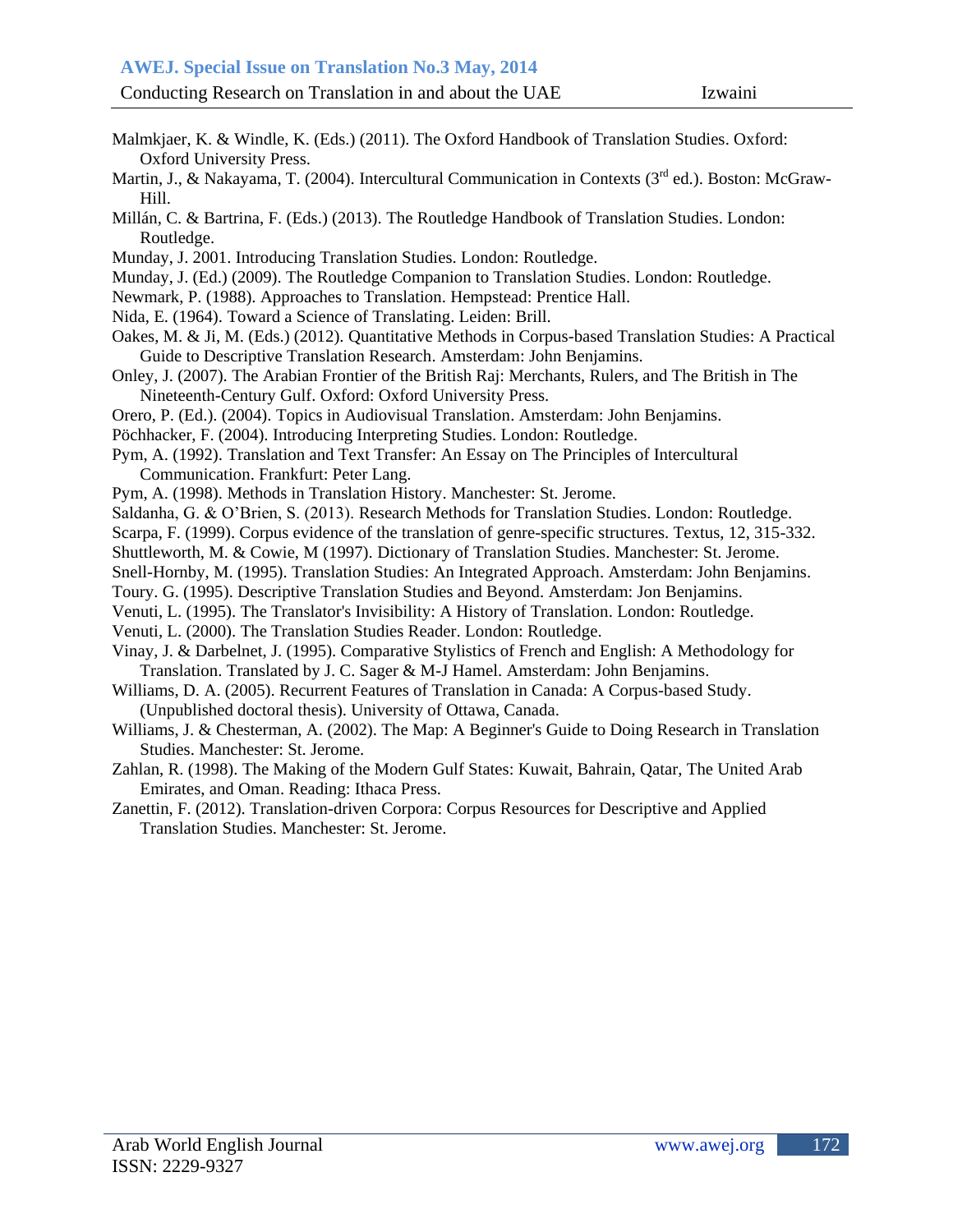Malmkjaer, K. & Windle, K. (Eds.) (2011). The Oxford Handbook of Translation Studies. Oxford: Oxford University Press.

Martin, J., & Nakayama, T. (2004). Intercultural Communication in Contexts (3rd ed.). Boston: McGraw-Hill.

Millán, C. & Bartrina, F. (Eds.) (2013). The Routledge Handbook of Translation Studies. London: Routledge.

Munday, J. 2001. Introducing Translation Studies. London: Routledge.

Munday, J. (Ed.) (2009). The Routledge Companion to Translation Studies. London: Routledge.

Newmark, P. (1988). Approaches to Translation. Hempstead: Prentice Hall.

Nida, E. (1964). Toward a Science of Translating. Leiden: Brill.

Oakes, M. & Ji, M. (Eds.) (2012). Quantitative Methods in Corpus-based Translation Studies: A Practical Guide to Descriptive Translation Research. Amsterdam: John Benjamins.

Onley, J. (2007). The Arabian Frontier of the British Raj: Merchants, Rulers, and The British in The Nineteenth-Century Gulf. Oxford: Oxford University Press.

Orero, P. (Ed.). (2004). Topics in Audiovisual Translation. Amsterdam: John Benjamins.

Pöchhacker, F. (2004). Introducing Interpreting Studies. London: Routledge.

Pym, A. (1992). Translation and Text Transfer: An Essay on The Principles of Intercultural Communication. Frankfurt: Peter Lang.

Pym, A. (1998). Methods in Translation History. Manchester: St. Jerome.

Saldanha, G. & O'Brien, S. (2013). Research Methods for Translation Studies. London: Routledge.

Scarpa, F. (1999). Corpus evidence of the translation of genre-specific structures. Textus, 12, 315-332.

Shuttleworth, M. & Cowie, M (1997). Dictionary of Translation Studies. Manchester: St. Jerome.

Snell-Hornby, M. (1995). Translation Studies: An Integrated Approach. Amsterdam: John Benjamins.

Toury. G. (1995). Descriptive Translation Studies and Beyond. Amsterdam: Jon Benjamins.

Venuti, L. (1995). The Translator's Invisibility: A History of Translation. London: Routledge.

Venuti, L. (2000). The Translation Studies Reader. London: Routledge.

Vinay, J. & Darbelnet, J. (1995). Comparative Stylistics of French and English: A Methodology for Translation. Translated by J. C. Sager & M-J Hamel. Amsterdam: John Benjamins.

Williams, D. A. (2005). Recurrent Features of Translation in Canada: A Corpus-based Study. (Unpublished doctoral thesis). University of Ottawa, Canada.

Williams, J. & Chesterman, A. (2002). The Map: A Beginner's Guide to Doing Research in Translation Studies. Manchester: St. Jerome.

Zahlan, R. (1998). The Making of the Modern Gulf States: Kuwait, Bahrain, Qatar, The United Arab Emirates, and Oman. Reading: Ithaca Press.

Zanettin, F. (2012). Translation-driven Corpora: Corpus Resources for Descriptive and Applied Translation Studies. Manchester: St. Jerome.